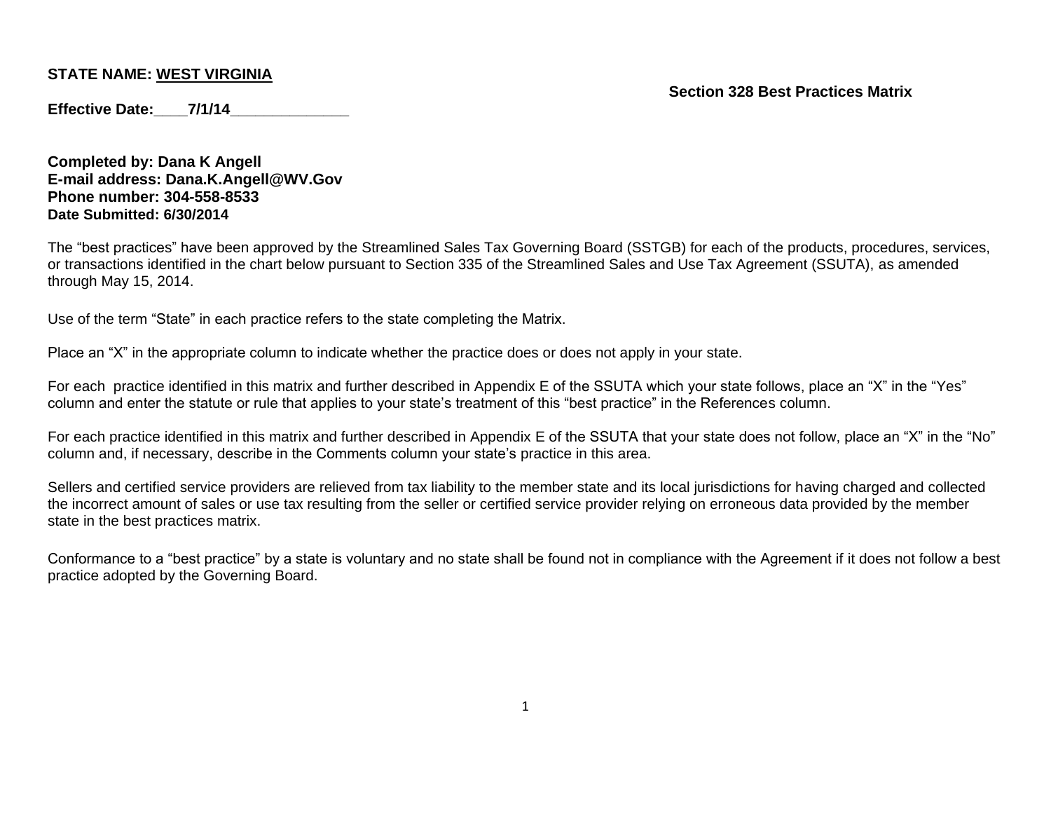**STATE NAME: WEST VIRGINIA**

**Section 328 Best Practices Matrix**

**Effective Date:\_\_\_\_7/1/14\_\_\_\_\_\_\_\_\_\_\_\_\_\_**

**Completed by: Dana K Angell**
**E-mail address: Dana.K.Angell@WV.Gov**
**Phone number: 304-558-8533**
**Date Submitted: 6/30/2014**

The "best practices" have been approved by the Streamlined Sales Tax Governing Board (SSTGB) for each of the products, procedures, services, or transactions identified in the chart below pursuant to Section 335 of the Streamlined Sales and Use Tax Agreement (SSUTA), as amended through May 15, 2014.

Use of the term "State" in each practice refers to the state completing the Matrix.

Place an "X" in the appropriate column to indicate whether the practice does or does not apply in your state.

For each practice identified in this matrix and further described in Appendix E of the SSUTA which your state follows, place an "X" in the "Yes" column and enter the statute or rule that applies to your state's treatment of this "best practice" in the References column.

For each practice identified in this matrix and further described in Appendix E of the SSUTA that your state does not follow, place an "X" in the "No" column and, if necessary, describe in the Comments column your state's practice in this area.

Sellers and certified service providers are relieved from tax liability to the member state and its local jurisdictions for having charged and collected the incorrect amount of sales or use tax resulting from the seller or certified service provider relying on erroneous data provided by the member state in the best practices matrix.

Conformance to a "best practice" by a state is voluntary and no state shall be found not in compliance with the Agreement if it does not follow a best practice adopted by the Governing Board.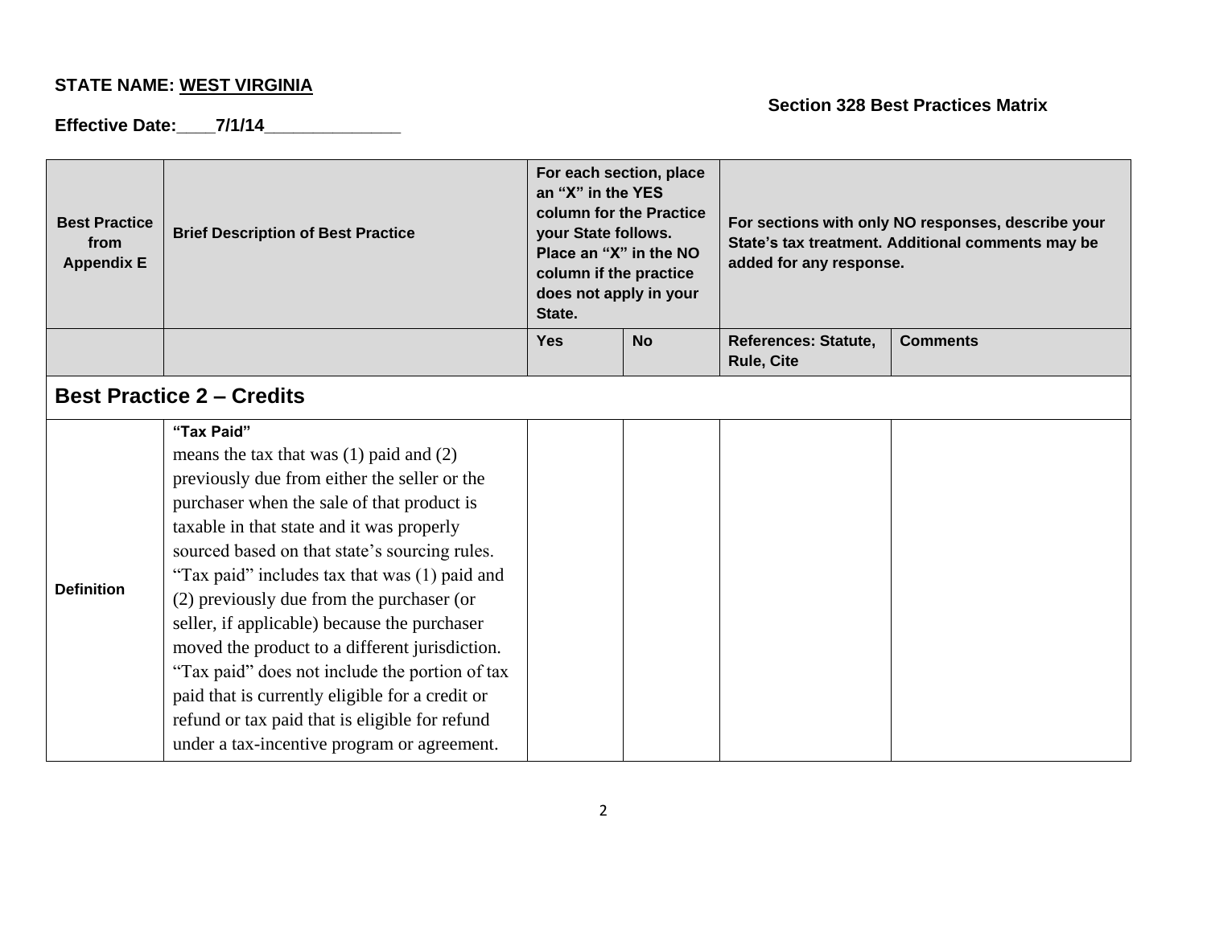**STATE NAME: WEST VIRGINIA**

**Section 328 Best Practices Matrix**

**Effective Date:____7/1/14______________**

| Best Practice from Appendix E | Brief Description of Best Practice | For each section, place an "X" in the YES column for the Practice your State follows. Place an "X" in the NO column if the practice does not apply in your State. | | For sections with only NO responses, describe your State's tax treatment. Additional comments may be added for any response. | |
|---|---|---|---|---|---|
| | | **Yes** | **No** | **References: Statute, Rule, Cite** | **Comments** |
| **Best Practice 2 – Credits** | | | | | |
| **Definition** | **"Tax Paid"** means the tax that was (1) paid and (2) previously due from either the seller or the purchaser when the sale of that product is taxable in that state and it was properly sourced based on that state's sourcing rules. "Tax paid" includes tax that was (1) paid and (2) previously due from the purchaser (or seller, if applicable) because the purchaser moved the product to a different jurisdiction. "Tax paid" does not include the portion of tax paid that is currently eligible for a credit or refund or tax paid that is eligible for refund under a tax-incentive program or agreement. | | | | |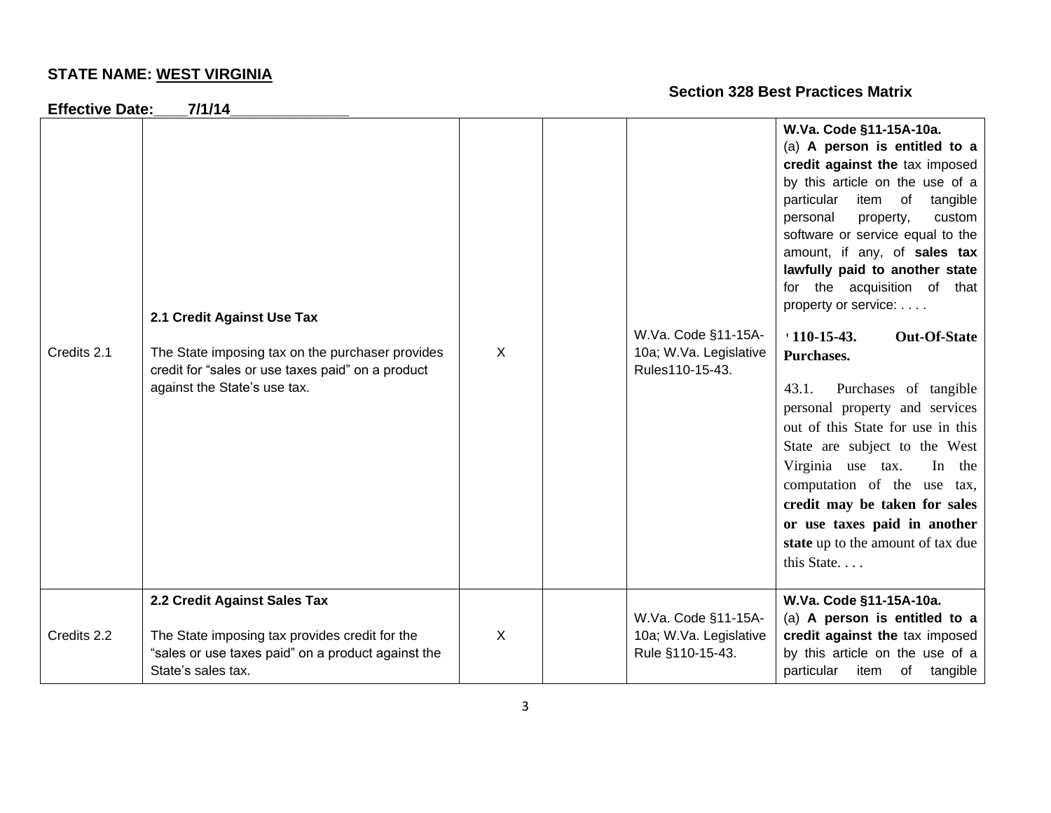**STATE NAME: WEST VIRGINIA**

**Section 328 Best Practices Matrix**

**Effective Date:\_\_\_\_7/1/14\_\_\_\_\_\_\_\_\_\_\_\_\_\_**

| | | | | | |
|---|---|---|---|---|---|
| Credits 2.1 | **2.1 Credit Against Use Tax**<br><br>The State imposing tax on the purchaser provides credit for "sales or use taxes paid" on a product against the State's use tax. | X | | W.Va. Code §11-15A-10a; W.Va. Legislative Rules110-15-43. | **W.Va. Code §11-15A-10a.**<br>(a) **A person is entitled to a credit against the** tax imposed by this article on the use of a particular item of tangible personal property, custom software or service equal to the amount, if any, of **sales tax lawfully paid to another state** for the acquisition of that property or service: . . . .<br><br>**' 110-15-43. Out-Of-State Purchases.**<br><br>43.1. Purchases of tangible personal property and services out of this State for use in this State are subject to the West Virginia use tax. In the computation of the use tax, **credit may be taken for sales or use taxes paid in another state** up to the amount of tax due this State. . . . |
| Credits 2.2 | **2.2 Credit Against Sales Tax**<br><br>The State imposing tax provides credit for the "sales or use taxes paid" on a product against the State's sales tax. | X | | W.Va. Code §11-15A-10a; W.Va. Legislative Rule §110-15-43. | **W.Va. Code §11-15A-10a.**<br>(a) **A person is entitled to a credit against the** tax imposed by this article on the use of a particular item of tangible |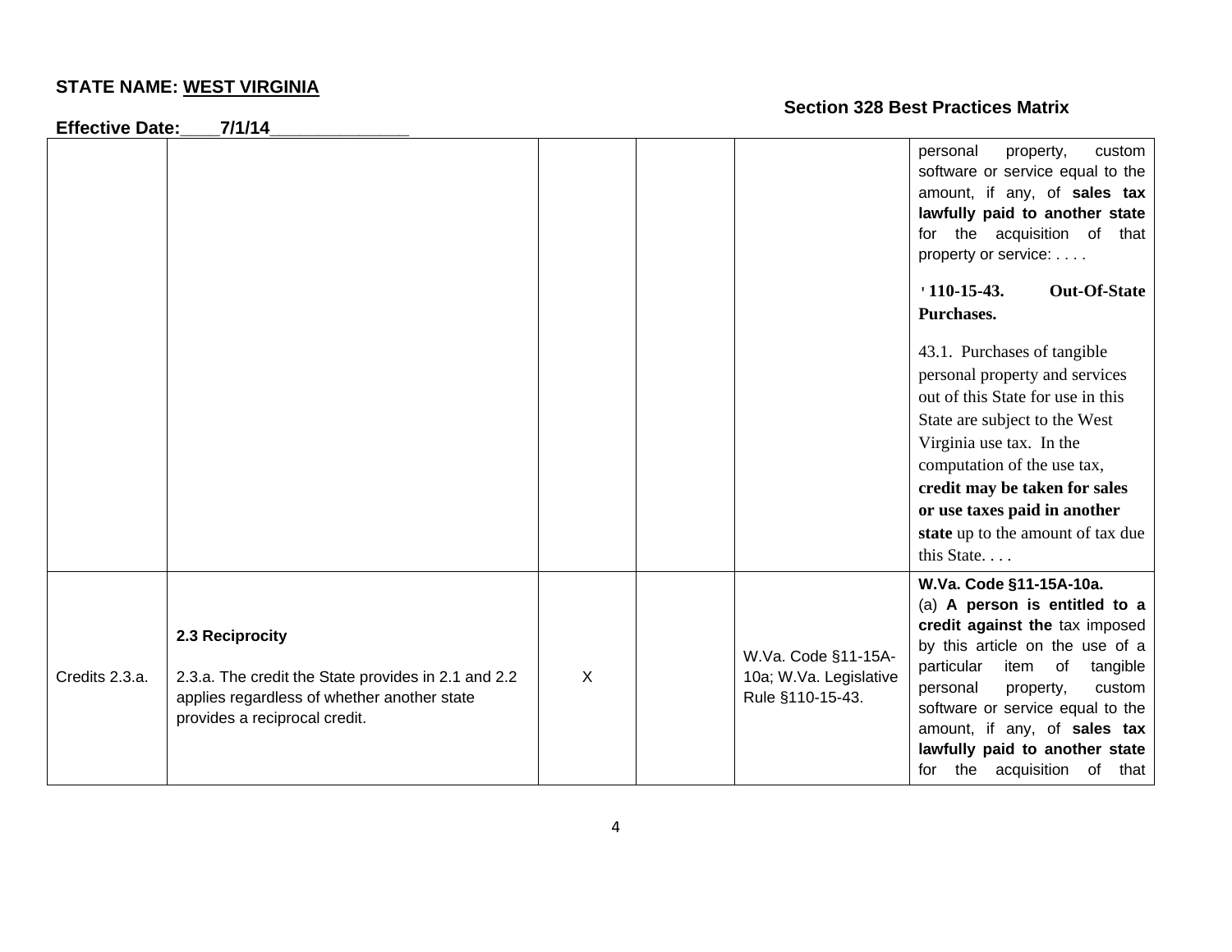**STATE NAME: WEST VIRGINIA**

**Effective Date:\_\_\_\_7/1/14\_\_\_\_\_\_\_\_\_\_\_\_\_\_**

**Section 328 Best Practices Matrix**

| | | | | | |
|---|---|---|---|---|---|
| | | | | | personal property, custom software or service equal to the amount, if any, of **sales tax lawfully paid to another state** for the acquisition of that property or service: . . . .<br><br>**' 110-15-43. Out-Of-State Purchases.**<br><br>43.1. Purchases of tangible personal property and services out of this State for use in this State are subject to the West Virginia use tax. In the computation of the use tax, **credit may be taken for sales or use taxes paid in another state** up to the amount of tax due this State. . . . |
| Credits 2.3.a. | **2.3 Reciprocity**<br><br>2.3.a. The credit the State provides in 2.1 and 2.2 applies regardless of whether another state provides a reciprocal credit. | X | | W.Va. Code §11-15A-10a; W.Va. Legislative Rule §110-15-43. | **W.Va. Code §11-15A-10a.**<br>(a) **A person is entitled to a credit against the** tax imposed by this article on the use of a particular item of tangible personal property, custom software or service equal to the amount, if any, of **sales tax lawfully paid to another state** for the acquisition of that |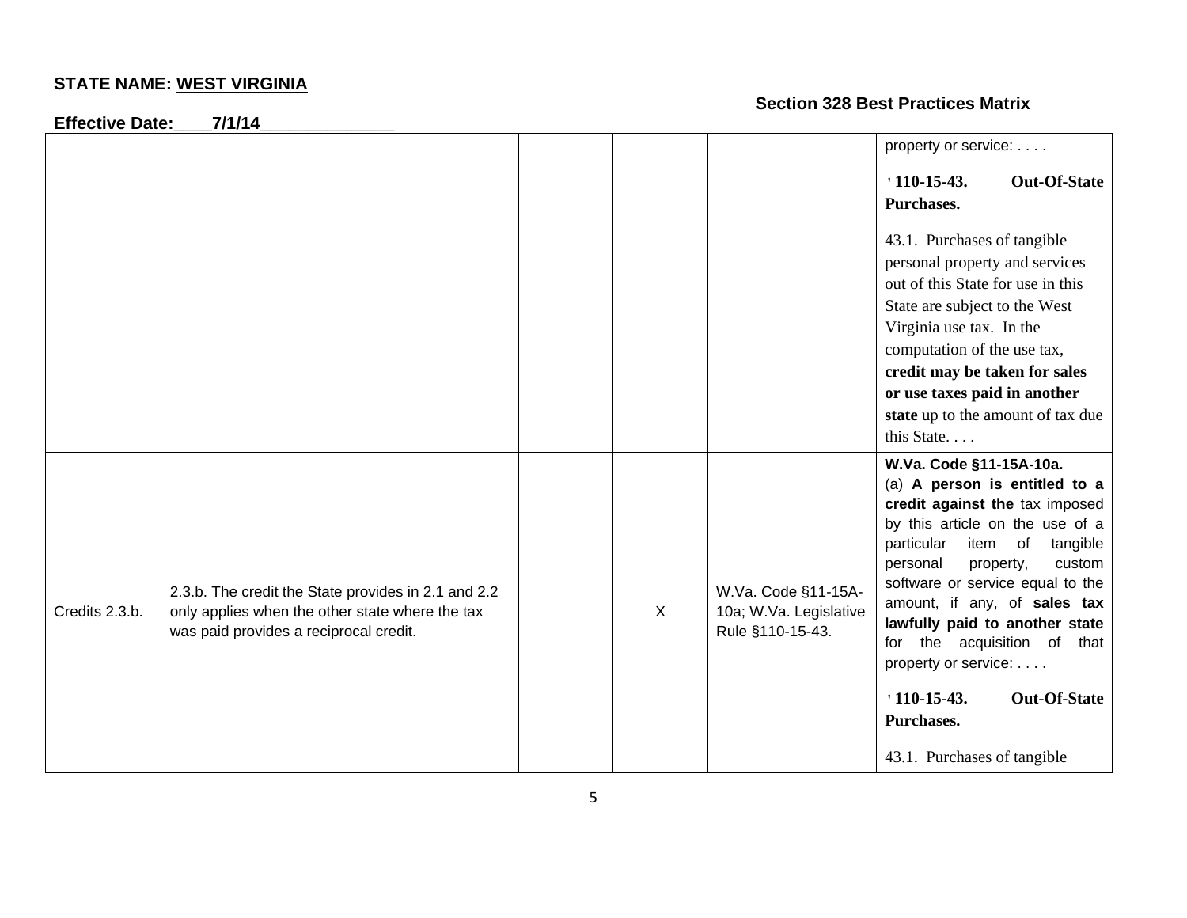**STATE NAME: WEST VIRGINIA**

**Section 328 Best Practices Matrix**

**Effective Date:\_\_\_\_7/1/14\_\_\_\_\_\_\_\_\_\_\_\_\_\_**

| | | | | | |
|---|---|---|---|---|---|
| | | | | | property or service: . . . .<br><br>**' 110-15-43. Out-Of-State Purchases.**<br><br>43.1. Purchases of tangible personal property and services out of this State for use in this State are subject to the West Virginia use tax. In the computation of the use tax, **credit may be taken for sales or use taxes paid in another state** up to the amount of tax due this State. . . . |
| Credits 2.3.b. | 2.3.b. The credit the State provides in 2.1 and 2.2 only applies when the other state where the tax was paid provides a reciprocal credit. | | X | W.Va. Code §11-15A-10a; W.Va. Legislative Rule §110-15-43. | **W.Va. Code §11-15A-10a.**<br>(a) **A person is entitled to a credit against the** tax imposed by this article on the use of a particular item of tangible personal property, custom software or service equal to the amount, if any, of **sales tax lawfully paid to another state** for the acquisition of that property or service: . . . .<br><br>**' 110-15-43. Out-Of-State Purchases.**<br><br>43.1. Purchases of tangible |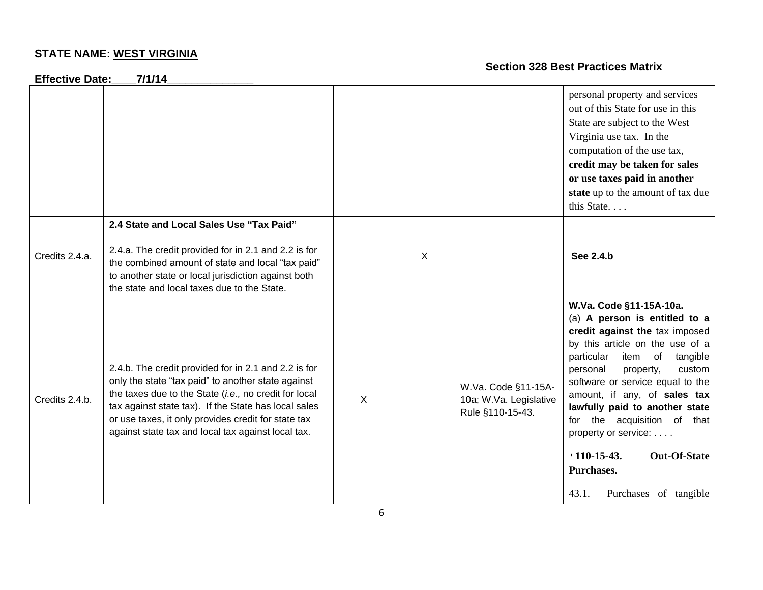**STATE NAME: WEST VIRGINIA**

**Section 328 Best Practices Matrix**

**Effective Date:\_\_\_\_7/1/14\_\_\_\_\_\_\_\_\_\_\_\_\_\_**

| | | | | | |
|---|---|---|---|---|---|
| | | | | | personal property and services out of this State for use in this State are subject to the West Virginia use tax. In the computation of the use tax, **credit may be taken for sales or use taxes paid in another state** up to the amount of tax due this State. . . . |
| Credits 2.4.a. | **2.4 State and Local Sales Use "Tax Paid"**<br><br>2.4.a. The credit provided for in 2.1 and 2.2 is for the combined amount of state and local "tax paid" to another state or local jurisdiction against both the state and local taxes due to the State. | | X | | **See 2.4.b** |
| Credits 2.4.b. | 2.4.b. The credit provided for in 2.1 and 2.2 is for only the state "tax paid" to another state against the taxes due to the State (*i.e.,* no credit for local tax against state tax). If the State has local sales or use taxes, it only provides credit for state tax against state tax and local tax against local tax. | X | | W.Va. Code §11-15A-10a; W.Va. Legislative Rule §110-15-43. | **W.Va. Code §11-15A-10a.**<br>(a) **A person is entitled to a credit against the** tax imposed by this article on the use of a particular item of tangible personal property, custom software or service equal to the amount, if any, of **sales tax lawfully paid to another state** for the acquisition of that property or service: . . . .<br><br>**' 110-15-43. Out-Of-State Purchases.**<br><br>43.1. Purchases of tangible |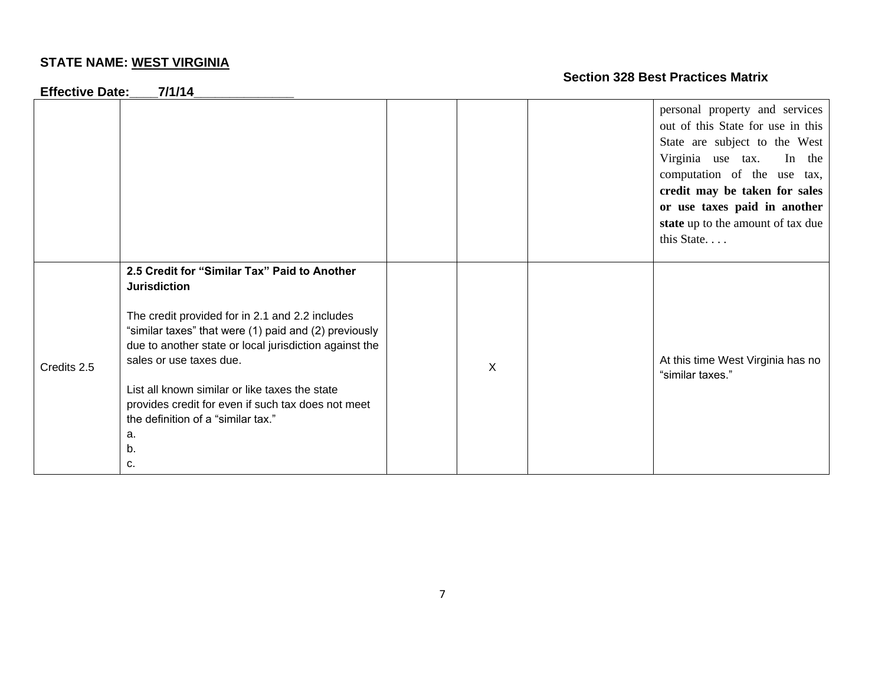**STATE NAME: WEST VIRGINIA**

**Section 328 Best Practices Matrix**

**Effective Date:____7/1/14______________**

| | | | | | |
|---|---|---|---|---|---|
| | | | | | personal property and services out of this State for use in this State are subject to the West Virginia use tax. In the computation of the use tax, **credit may be taken for sales or use taxes paid in another state** up to the amount of tax due this State. . . . |
| Credits 2.5 | **2.5 Credit for "Similar Tax" Paid to Another Jurisdiction**<br><br>The credit provided for in 2.1 and 2.2 includes "similar taxes" that were (1) paid and (2) previously due to another state or local jurisdiction against the sales or use taxes due.<br><br>List all known similar or like taxes the state provides credit for even if such tax does not meet the definition of a "similar tax."<br>a.<br>b.<br>c. | | X | | At this time West Virginia has no "similar taxes." |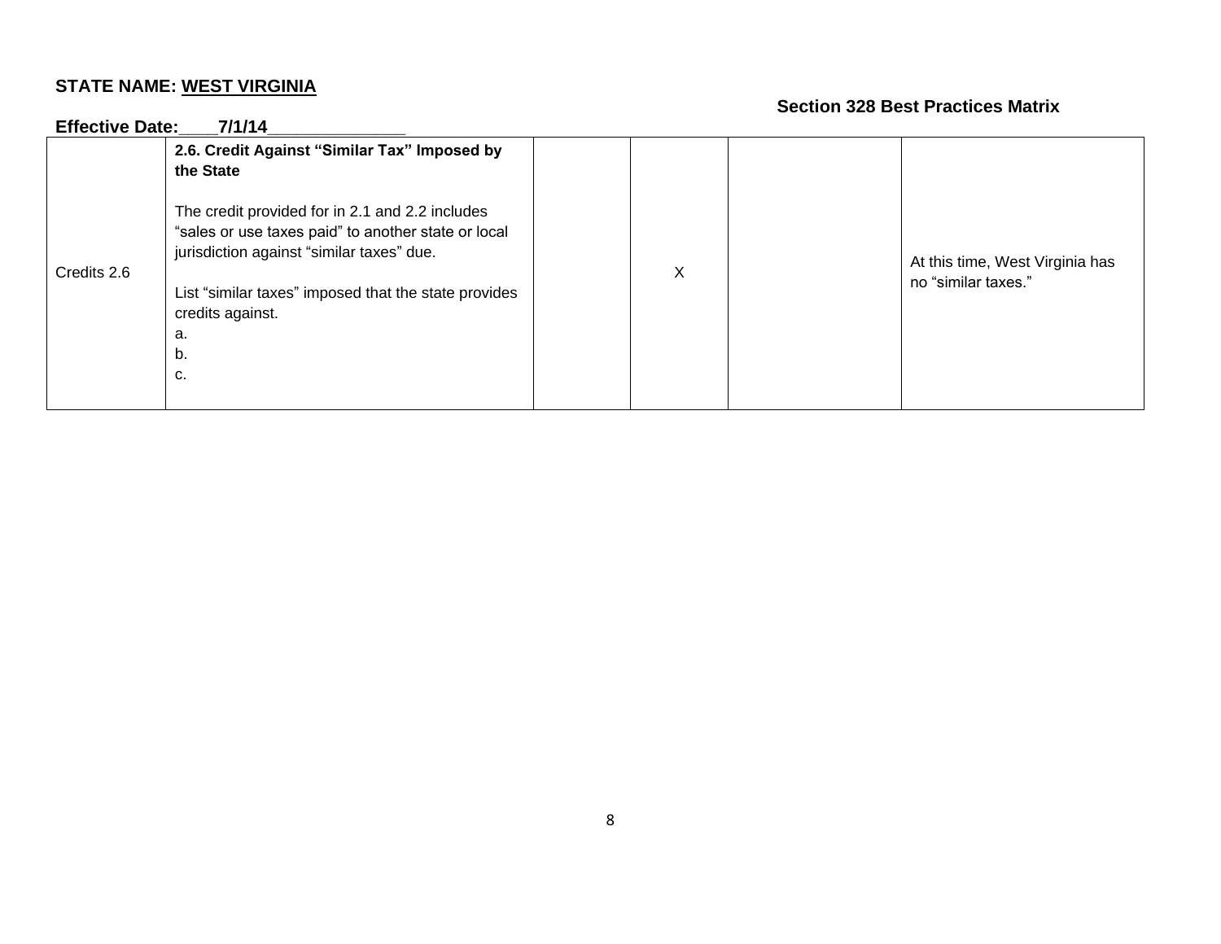**STATE NAME: WEST VIRGINIA**

**Section 328 Best Practices Matrix**

**Effective Date:\_\_\_\_7/1/14\_\_\_\_\_\_\_\_\_\_\_\_\_\_**

| | | | | | |
|---|---|---|---|---|---|
| Credits 2.6 | **2.6. Credit Against "Similar Tax" Imposed by the State**<br><br>The credit provided for in 2.1 and 2.2 includes "sales or use taxes paid" to another state or local jurisdiction against "similar taxes" due.<br><br>List "similar taxes" imposed that the state provides credits against.<br>a.<br>b.<br>c. | | X | | At this time, West Virginia has no "similar taxes." |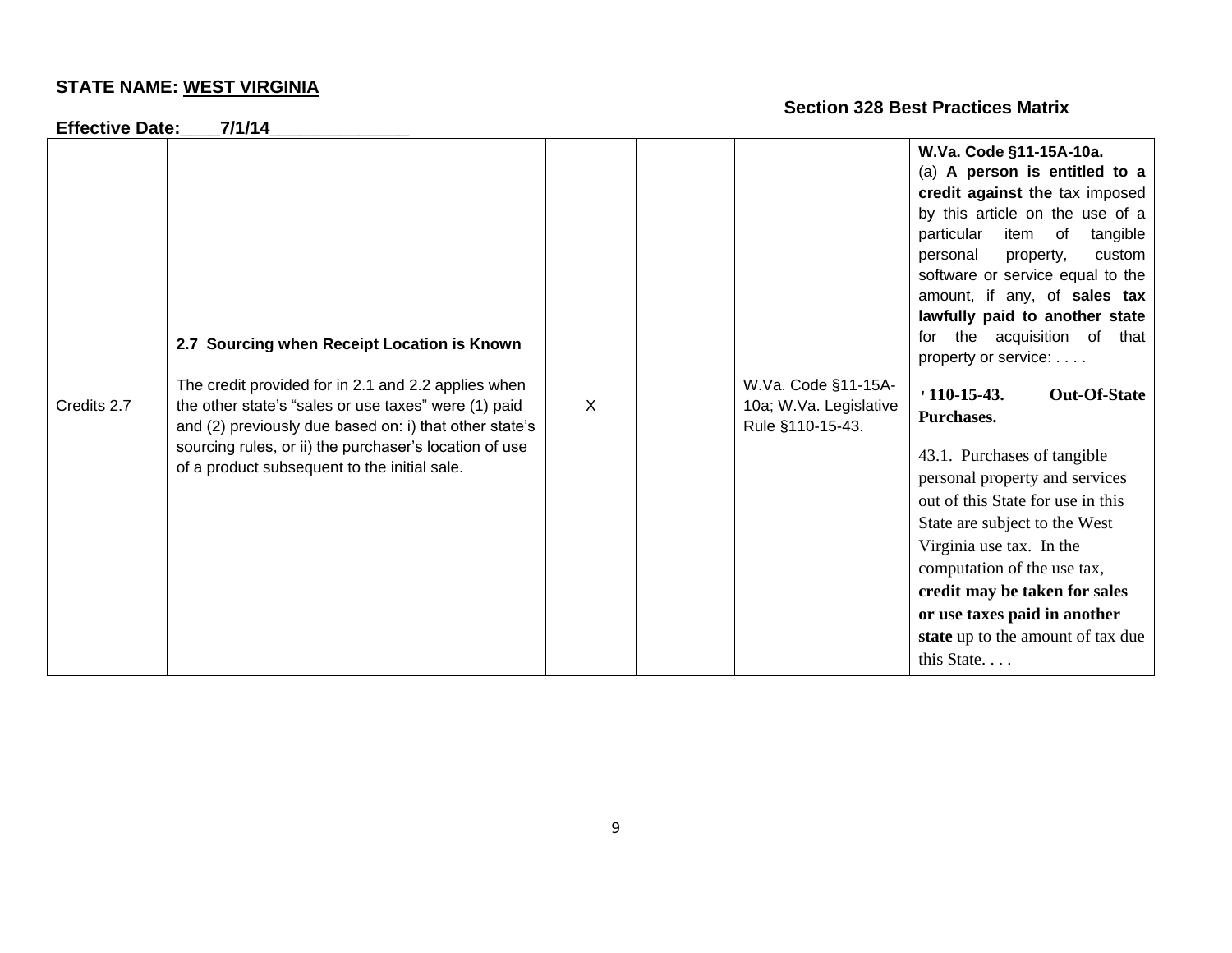**STATE NAME: WEST VIRGINIA**

**Section 328 Best Practices Matrix**

**Effective Date:____7/1/14______________**

| | | | | | |
|---|---|---|---|---|---|
| Credits 2.7 | **2.7 Sourcing when Receipt Location is Known**<br><br>The credit provided for in 2.1 and 2.2 applies when the other state's "sales or use taxes" were (1) paid and (2) previously due based on: i) that other state's sourcing rules, or ii) the purchaser's location of use of a product subsequent to the initial sale. | X | | W.Va. Code §11-15A-10a; W.Va. Legislative Rule §110-15-43. | **W.Va. Code §11-15A-10a.**<br>(a) **A person is entitled to a credit against the** tax imposed by this article on the use of a particular item of tangible personal property, custom software or service equal to the amount, if any, of **sales tax lawfully paid to another state** for the acquisition of that property or service: . . . .<br><br>**' 110-15-43. Out-Of-State Purchases.**<br><br>43.1. Purchases of tangible personal property and services out of this State for use in this State are subject to the West Virginia use tax. In the computation of the use tax, **credit may be taken for sales or use taxes paid in another state** up to the amount of tax due this State. . . . |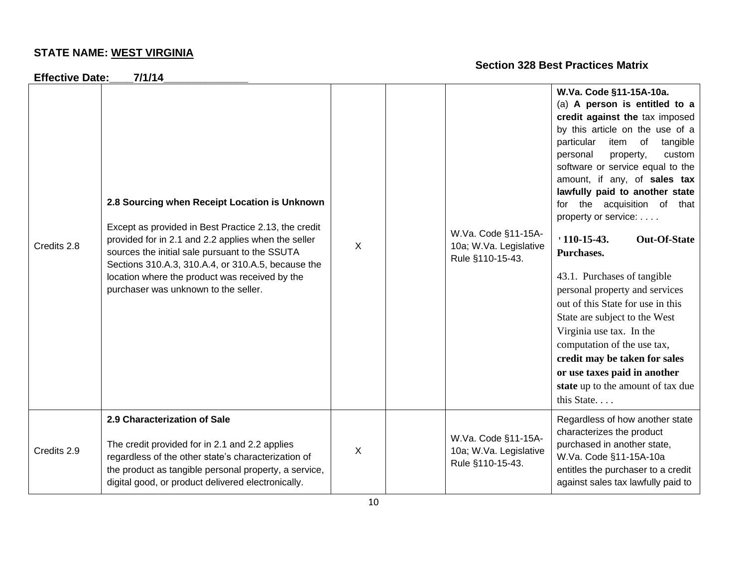**STATE NAME: WEST VIRGINIA**

**Section 328 Best Practices Matrix**

**Effective Date:\_\_\_\_7/1/14\_\_\_\_\_\_\_\_\_\_\_\_\_\_**

| | | | | | |
|---|---|---|---|---|---|
| Credits 2.8 | **2.8 Sourcing when Receipt Location is Unknown**<br><br>Except as provided in Best Practice 2.13, the credit provided for in 2.1 and 2.2 applies when the seller sources the initial sale pursuant to the SSUTA Sections 310.A.3, 310.A.4, or 310.A.5, because the location where the product was received by the purchaser was unknown to the seller. | X | | W.Va. Code §11-15A-10a; W.Va. Legislative Rule §110-15-43. | **W.Va. Code §11-15A-10a.**<br>(a) **A person is entitled to a credit against the** tax imposed by this article on the use of a particular item of tangible personal property, custom software or service equal to the amount, if any, of **sales tax lawfully paid to another state** for the acquisition of that property or service: . . . .<br><br>**' 110-15-43. Out-Of-State Purchases.**<br><br>43.1. Purchases of tangible personal property and services out of this State for use in this State are subject to the West Virginia use tax. In the computation of the use tax, **credit may be taken for sales or use taxes paid in another state** up to the amount of tax due this State. . . . |
| Credits 2.9 | **2.9 Characterization of Sale**<br><br>The credit provided for in 2.1 and 2.2 applies regardless of the other state's characterization of the product as tangible personal property, a service, digital good, or product delivered electronically. | X | | W.Va. Code §11-15A-10a; W.Va. Legislative Rule §110-15-43. | Regardless of how another state characterizes the product purchased in another state, W.Va. Code §11-15A-10a entitles the purchaser to a credit against sales tax lawfully paid to |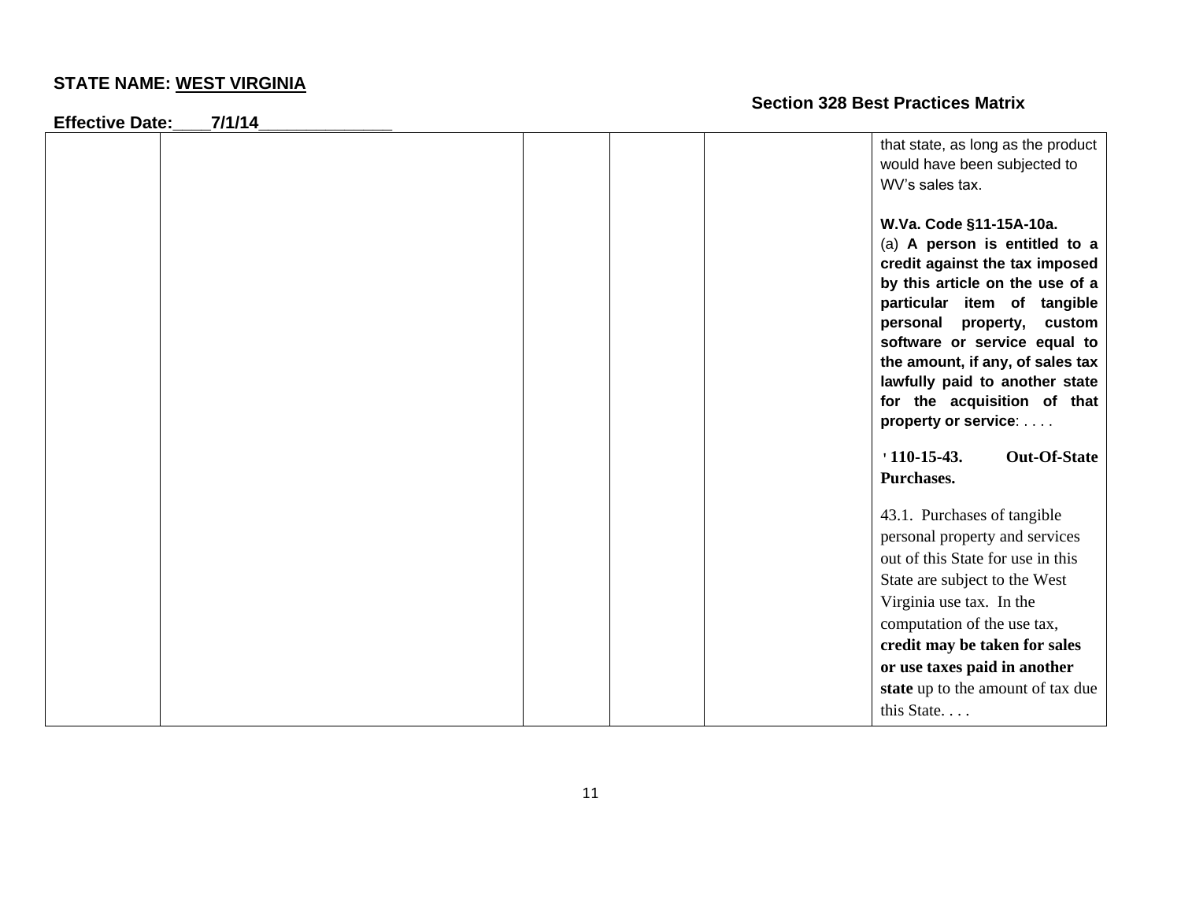**STATE NAME: WEST VIRGINIA**

**Section 328 Best Practices Matrix**

**Effective Date:____7/1/14______________**

| | | | | | |
|---|---|---|---|---|---|
| | | | | | that state, as long as the product would have been subjected to WV's sales tax.<br><br>**W.Va. Code §11-15A-10a.**<br>(a) **A person is entitled to a credit against the tax imposed by this article on the use of a particular item of tangible personal property, custom software or service equal to the amount, if any, of sales tax lawfully paid to another state for the acquisition of that property or service**: . . . .<br><br>**' 110-15-43. Out-Of-State Purchases.**<br><br>43.1. Purchases of tangible personal property and services out of this State for use in this State are subject to the West Virginia use tax. In the computation of the use tax, **credit may be taken for sales or use taxes paid in another state** up to the amount of tax due this State. . . . |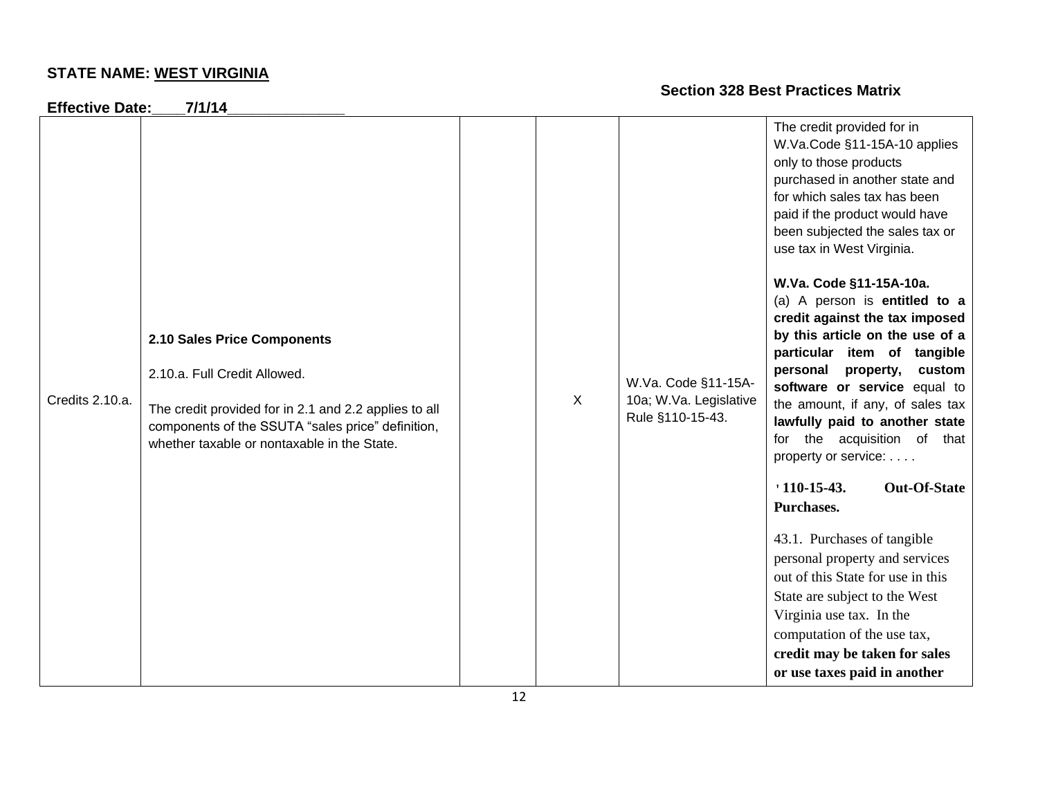**STATE NAME: WEST VIRGINIA**

**Section 328 Best Practices Matrix**

**Effective Date:\_\_\_\_7/1/14\_\_\_\_\_\_\_\_\_\_\_\_\_\_**

| | | | | | |
|---|---|---|---|---|---|
| Credits 2.10.a. | **2.10 Sales Price Components**<br><br>2.10.a. Full Credit Allowed.<br><br>The credit provided for in 2.1 and 2.2 applies to all components of the SSUTA "sales price" definition, whether taxable or nontaxable in the State. | | X | W.Va. Code §11-15A-10a; W.Va. Legislative Rule §110-15-43. | The credit provided for in W.Va.Code §11-15A-10 applies only to those products purchased in another state and for which sales tax has been paid if the product would have been subjected the sales tax or use tax in West Virginia.<br><br>**W.Va. Code §11-15A-10a.**<br>(a) A person is **entitled to a credit against the tax imposed by this article on the use of a particular item of tangible personal property, custom software or service** equal to the amount, if any, of sales tax **lawfully paid to another state** for the acquisition of that property or service: . . . .<br><br>**' 110-15-43. Out-Of-State Purchases.**<br><br>43.1. Purchases of tangible personal property and services out of this State for use in this State are subject to the West Virginia use tax. In the computation of the use tax, **credit may be taken for sales or use taxes paid in another** |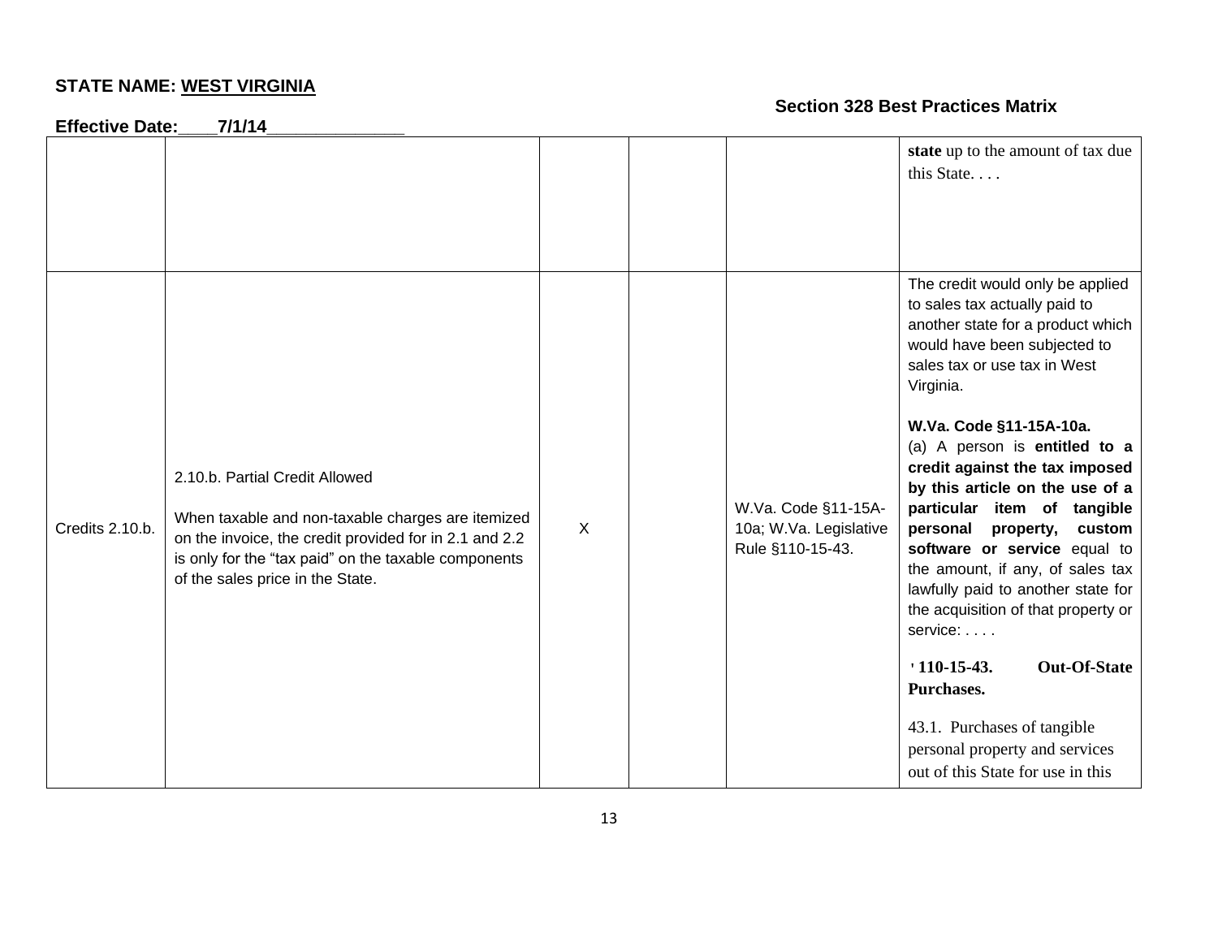**STATE NAME: WEST VIRGINIA**

**Section 328 Best Practices Matrix**

**Effective Date:\_\_\_\_7/1/14\_\_\_\_\_\_\_\_\_\_\_\_\_\_**

| | | | | | |
|---|---|---|---|---|---|
| | | | | | **state** up to the amount of tax due this State. . . . |
| Credits 2.10.b. | 2.10.b. Partial Credit Allowed<br><br>When taxable and non-taxable charges are itemized on the invoice, the credit provided for in 2.1 and 2.2 is only for the "tax paid" on the taxable components of the sales price in the State. | X | | W.Va. Code §11-15A-10a; W.Va. Legislative Rule §110-15-43. | The credit would only be applied to sales tax actually paid to another state for a product which would have been subjected to sales tax or use tax in West Virginia.<br><br>**W.Va. Code §11-15A-10a.**<br>(a) A person is **entitled to a credit against the tax imposed by this article on the use of a particular item of tangible personal property, custom software or service** equal to the amount, if any, of sales tax lawfully paid to another state for the acquisition of that property or service: . . . .<br><br>**' 110-15-43. Out-Of-State Purchases.**<br><br>43.1. Purchases of tangible personal property and services out of this State for use in this |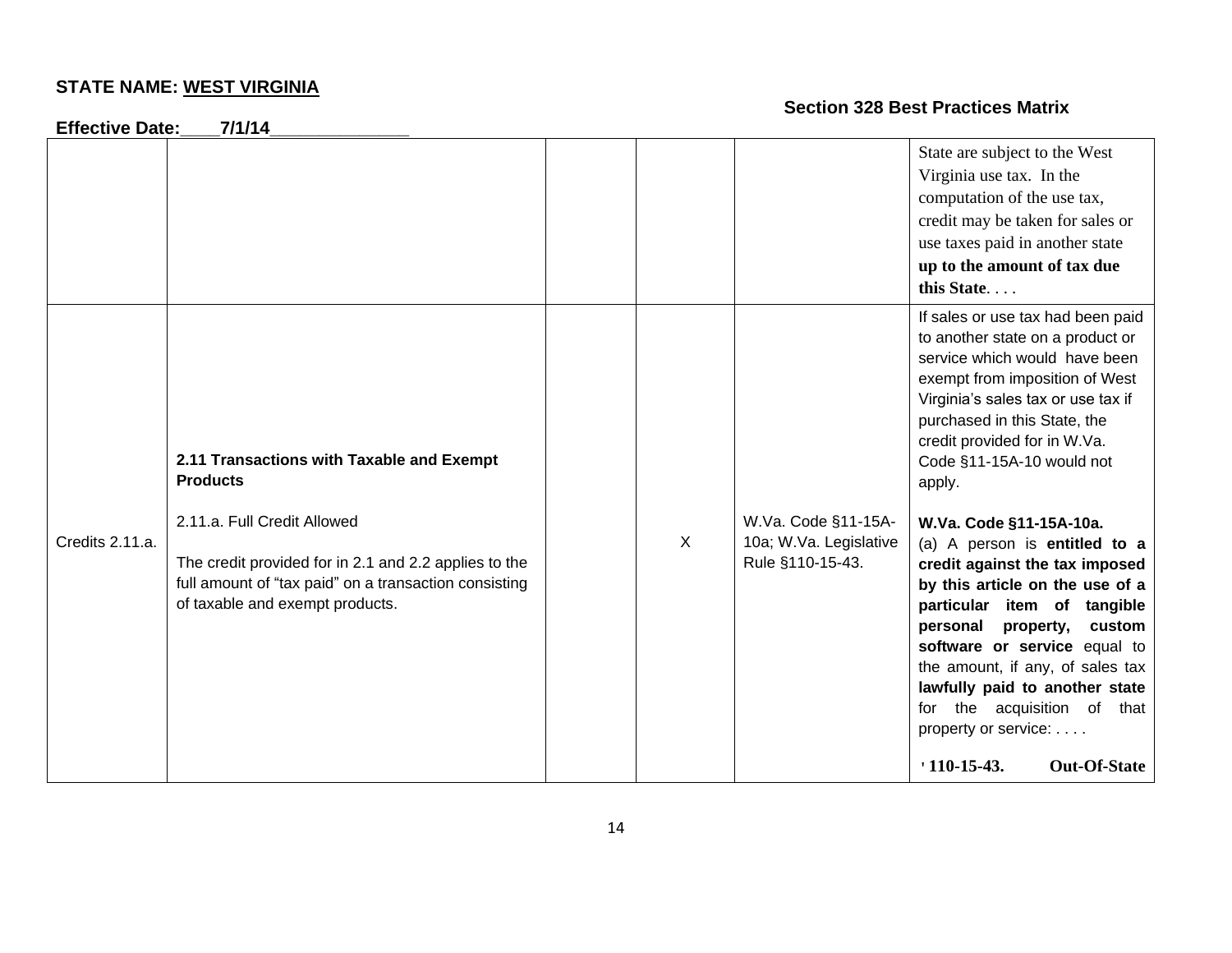**STATE NAME: WEST VIRGINIA**

**Section 328 Best Practices Matrix**

**Effective Date:\_\_\_\_7/1/14\_\_\_\_\_\_\_\_\_\_\_\_\_\_**

| | | | | | |
|---|---|---|---|---|---|
| | | | | | State are subject to the West Virginia use tax. In the computation of the use tax, credit may be taken for sales or use taxes paid in another state **up to the amount of tax due this State**. . . . |
| Credits 2.11.a. | **2.11 Transactions with Taxable and Exempt Products**<br><br>2.11.a. Full Credit Allowed<br><br>The credit provided for in 2.1 and 2.2 applies to the full amount of "tax paid" on a transaction consisting of taxable and exempt products. | | X | W.Va. Code §11-15A-10a; W.Va. Legislative Rule §110-15-43. | If sales or use tax had been paid to another state on a product or service which would have been exempt from imposition of West Virginia's sales tax or use tax if purchased in this State, the credit provided for in W.Va. Code §11-15A-10 would not apply.<br><br>**W.Va. Code §11-15A-10a.**<br>(a) A person is **entitled to a credit against the tax imposed by this article on the use of a particular item of tangible personal property, custom software or service** equal to the amount, if any, of sales tax **lawfully paid to another state** for the acquisition of that property or service: . . . .<br><br>**' 110-15-43. Out-Of-State** |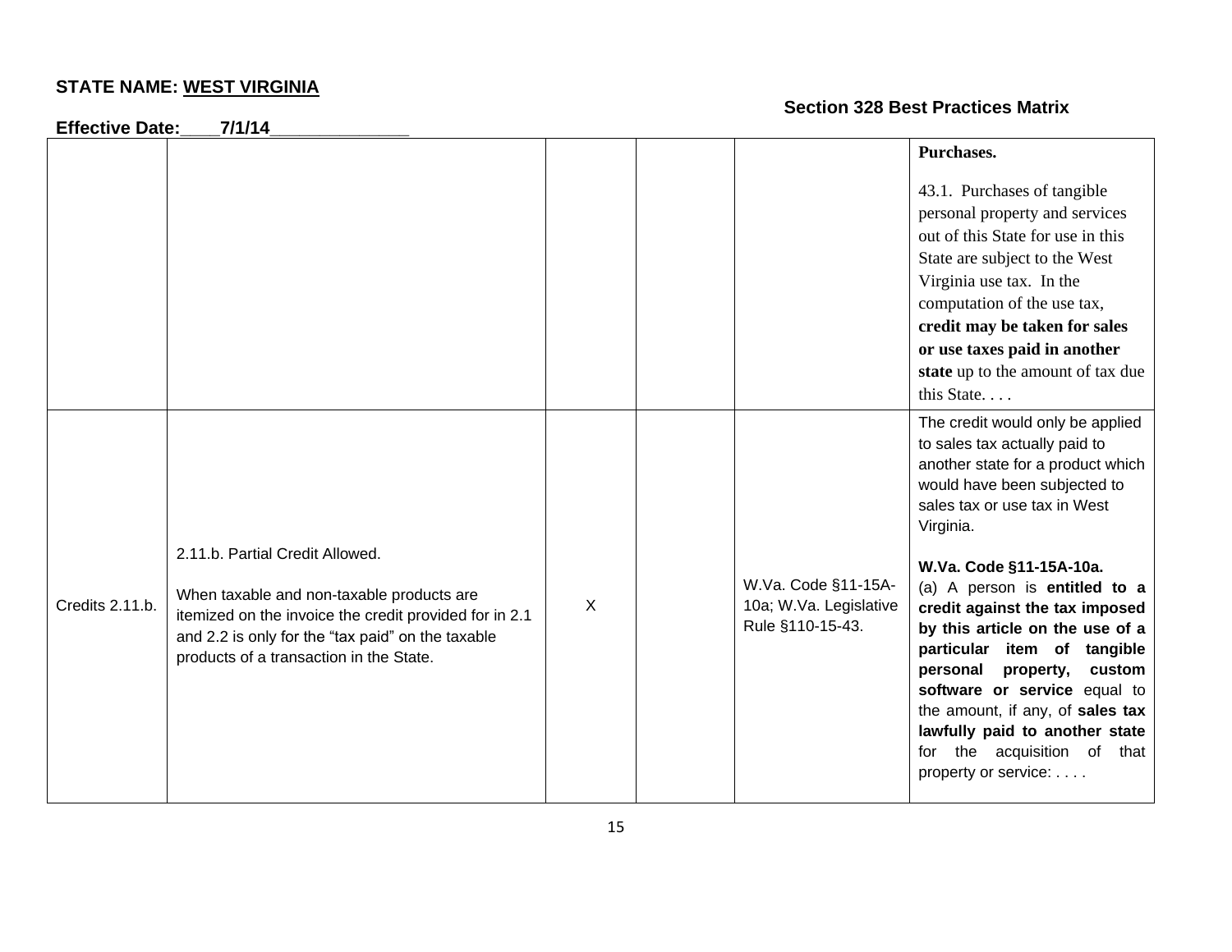**STATE NAME: WEST VIRGINIA**

**Section 328 Best Practices Matrix**

**Effective Date:\_\_\_\_7/1/14\_\_\_\_\_\_\_\_\_\_\_\_\_\_**

| | | | | | |
|---|---|---|---|---|---|
| | | | | | **Purchases.**<br><br>43.1. Purchases of tangible personal property and services out of this State for use in this State are subject to the West Virginia use tax. In the computation of the use tax, **credit may be taken for sales or use taxes paid in another state** up to the amount of tax due this State. . . . |
| Credits 2.11.b. | 2.11.b. Partial Credit Allowed.<br><br>When taxable and non-taxable products are itemized on the invoice the credit provided for in 2.1 and 2.2 is only for the "tax paid" on the taxable products of a transaction in the State. | X | | W.Va. Code §11-15A-10a; W.Va. Legislative Rule §110-15-43. | The credit would only be applied to sales tax actually paid to another state for a product which would have been subjected to sales tax or use tax in West Virginia.<br><br>**W.Va. Code §11-15A-10a.**<br>(a) A person is **entitled to a credit against the tax imposed by this article on the use of a particular item of tangible personal property, custom software or service** equal to the amount, if any, of **sales tax lawfully paid to another state** for the acquisition of that property or service: . . . . |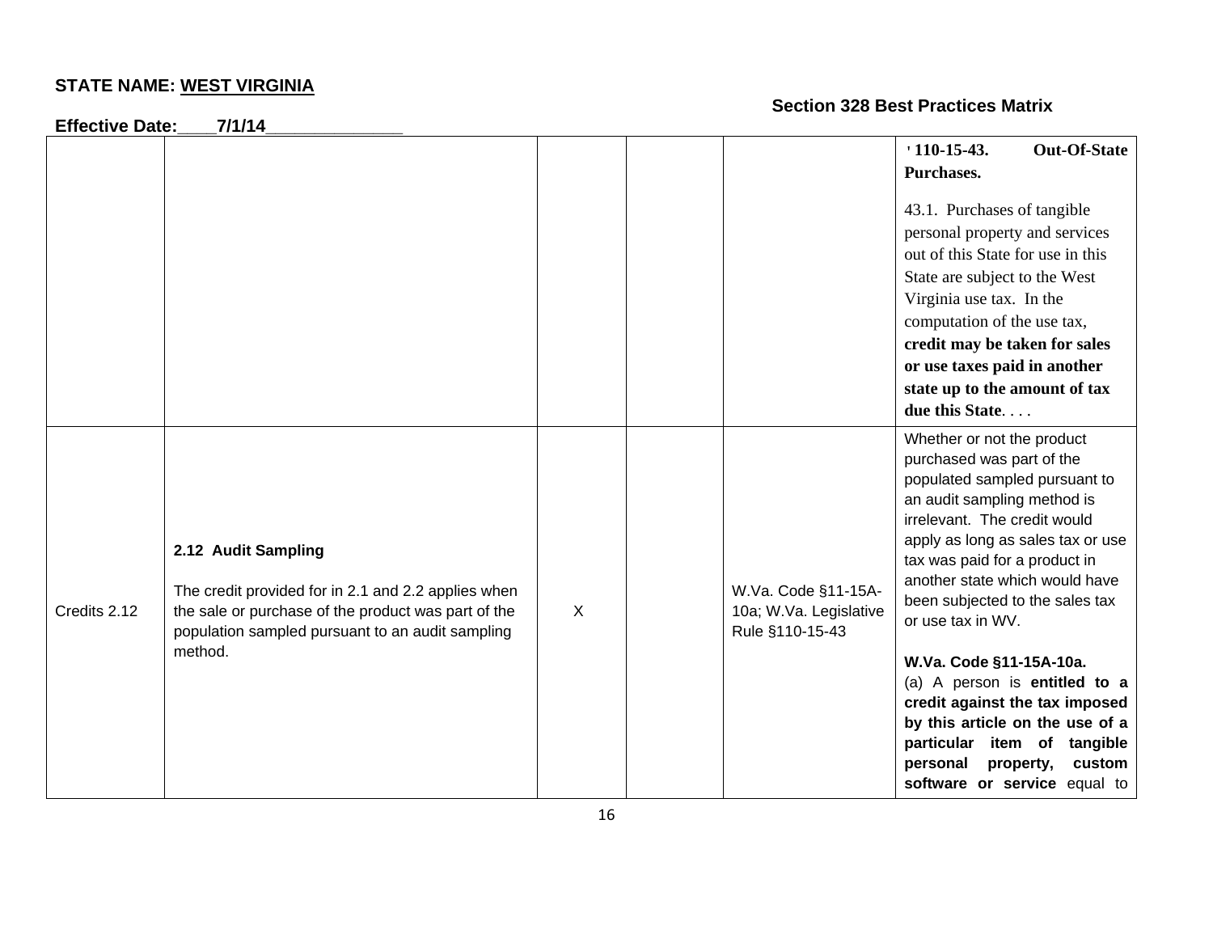**STATE NAME: WEST VIRGINIA**

**Section 328 Best Practices Matrix**

**Effective Date:\_\_\_\_7/1/14\_\_\_\_\_\_\_\_\_\_\_\_\_\_**

| | | | | | |
|---|---|---|---|---|---|
| | | | | | **' 110-15-43. Out-Of-State Purchases.**<br><br>43.1. Purchases of tangible personal property and services out of this State for use in this State are subject to the West Virginia use tax. In the computation of the use tax, **credit may be taken for sales or use taxes paid in another state up to the amount of tax due this State**. . . . |
| Credits 2.12 | **2.12 Audit Sampling**<br><br>The credit provided for in 2.1 and 2.2 applies when the sale or purchase of the product was part of the population sampled pursuant to an audit sampling method. | X | | W.Va. Code §11-15A-10a; W.Va. Legislative Rule §110-15-43 | Whether or not the product purchased was part of the populated sampled pursuant to an audit sampling method is irrelevant. The credit would apply as long as sales tax or use tax was paid for a product in another state which would have been subjected to the sales tax or use tax in WV.<br><br>**W.Va. Code §11-15A-10a.**<br>(a) A person is **entitled to a credit against the tax imposed by this article on the use of a particular item of tangible personal property, custom software or service** equal to |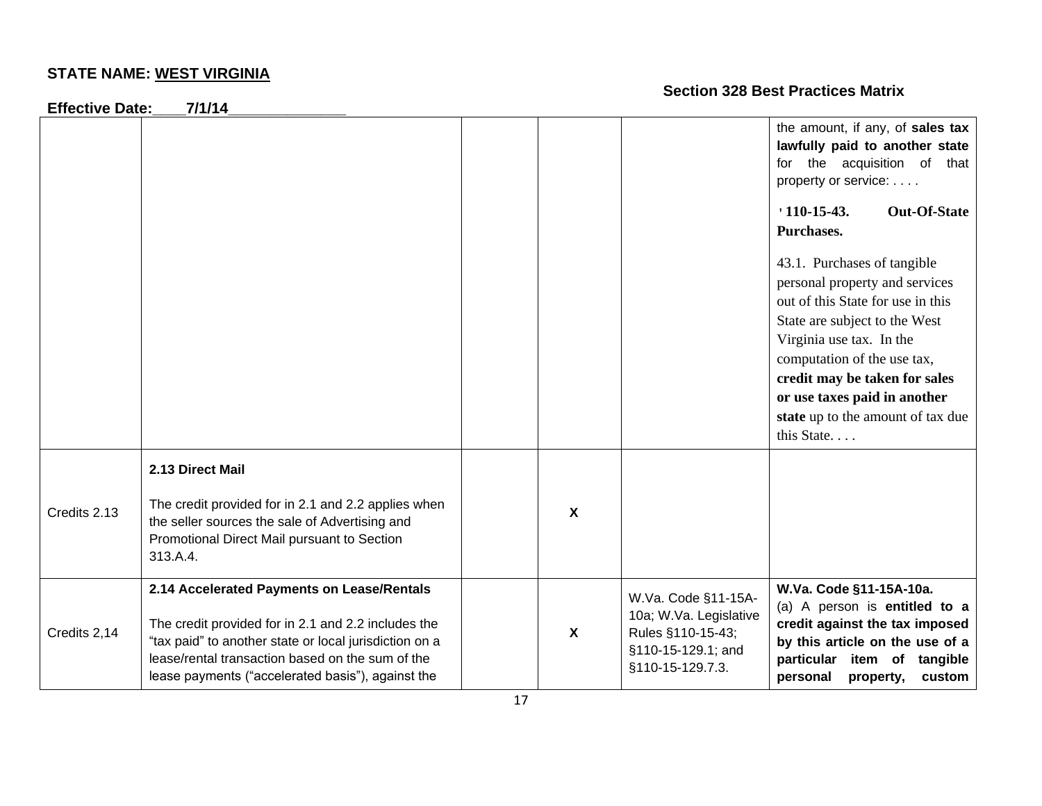**STATE NAME: WEST VIRGINIA**

**Section 328 Best Practices Matrix**

**Effective Date:\_\_\_\_7/1/14\_\_\_\_\_\_\_\_\_\_\_\_\_\_**

| | | | | | |
|---|---|---|---|---|---|
| | | | | | the amount, if any, of **sales tax lawfully paid to another state** for the acquisition of that property or service: . . . .<br><br>**' 110-15-43. Out-Of-State Purchases.**<br><br>43.1. Purchases of tangible personal property and services out of this State for use in this State are subject to the West Virginia use tax. In the computation of the use tax, **credit may be taken for sales or use taxes paid in another state** up to the amount of tax due this State. . . . |
| Credits 2.13 | **2.13 Direct Mail**<br><br>The credit provided for in 2.1 and 2.2 applies when the seller sources the sale of Advertising and Promotional Direct Mail pursuant to Section 313.A.4. | | X | | |
| Credits 2,14 | **2.14 Accelerated Payments on Lease/Rentals**<br><br>The credit provided for in 2.1 and 2.2 includes the "tax paid" to another state or local jurisdiction on a lease/rental transaction based on the sum of the lease payments ("accelerated basis"), against the | | X | W.Va. Code §11-15A-10a; W.Va. Legislative Rules §110-15-43; §110-15-129.1; and §110-15-129.7.3. | **W.Va. Code §11-15A-10a.**<br>(a) A person is **entitled to a credit against the tax imposed by this article on the use of a particular item of tangible personal property, custom** |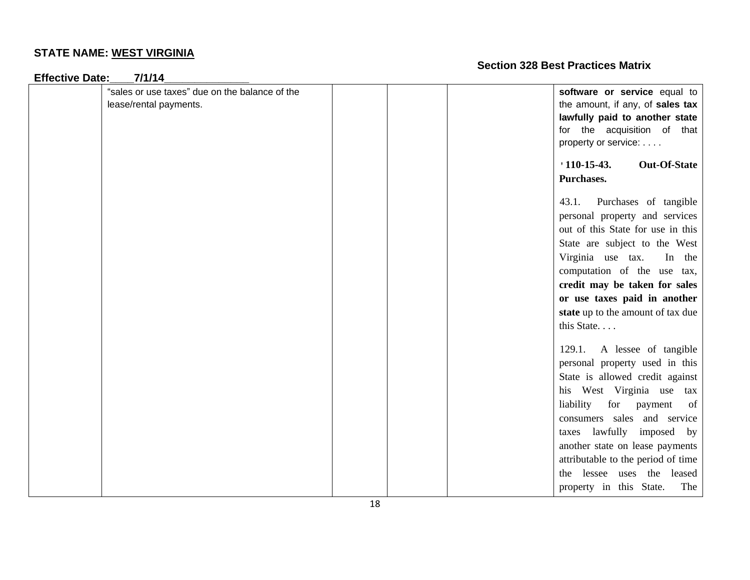**STATE NAME: WEST VIRGINIA**

**Section 328 Best Practices Matrix**

**Effective Date:\_\_\_\_7/1/14\_\_\_\_\_\_\_\_\_\_\_\_\_\_**

| | | | | | |
|---|---|---|---|---|---|
| | "sales or use taxes" due on the balance of the lease/rental payments. | | | | **software or service** equal to the amount, if any, of **sales tax lawfully paid to another state** for the acquisition of that property or service: . . . .<br><br>**' 110-15-43. Out-Of-State Purchases.**<br><br>43.1. Purchases of tangible personal property and services out of this State for use in this State are subject to the West Virginia use tax. In the computation of the use tax, **credit may be taken for sales or use taxes paid in another state** up to the amount of tax due this State. . . .<br><br>129.1. A lessee of tangible personal property used in this State is allowed credit against his West Virginia use tax liability for payment of consumers sales and service taxes lawfully imposed by another state on lease payments attributable to the period of time the lessee uses the leased property in this State. The |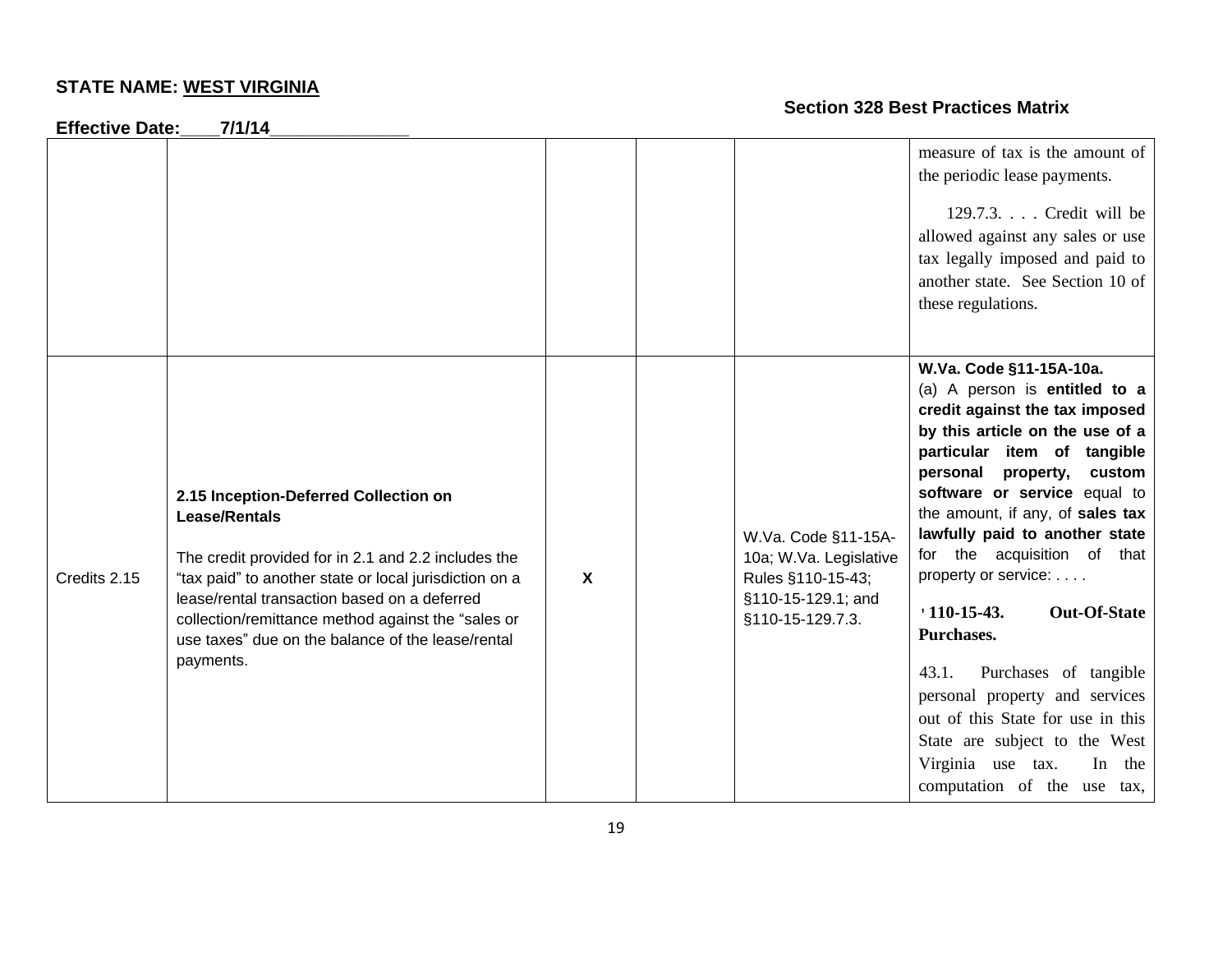**STATE NAME: WEST VIRGINIA**

**Effective Date:\_\_\_\_7/1/14\_\_\_\_\_\_\_\_\_\_\_\_\_\_\_**

**Section 328 Best Practices Matrix**

| | | | | | |
|---|---|---|---|---|---|
| | | | | | measure of tax is the amount of the periodic lease payments.<br><br>129.7.3. . . . Credit will be allowed against any sales or use tax legally imposed and paid to another state. See Section 10 of these regulations. |
| Credits 2.15 | **2.15 Inception-Deferred Collection on Lease/Rentals**<br><br>The credit provided for in 2.1 and 2.2 includes the "tax paid" to another state or local jurisdiction on a lease/rental transaction based on a deferred collection/remittance method against the "sales or use taxes" due on the balance of the lease/rental payments. | X | | W.Va. Code §11-15A-10a; W.Va. Legislative Rules §110-15-43; §110-15-129.1; and §110-15-129.7.3. | **W.Va. Code §11-15A-10a.**<br>(a) A person is **entitled to a credit against the tax imposed by this article on the use of a particular item of tangible personal property, custom software or service** equal to the amount, if any, of **sales tax lawfully paid to another state** for the acquisition of that property or service: . . . .<br><br>**' 110-15-43. Out-Of-State Purchases.**<br><br>43.1. Purchases of tangible personal property and services out of this State for use in this State are subject to the West Virginia use tax. In the computation of the use tax, |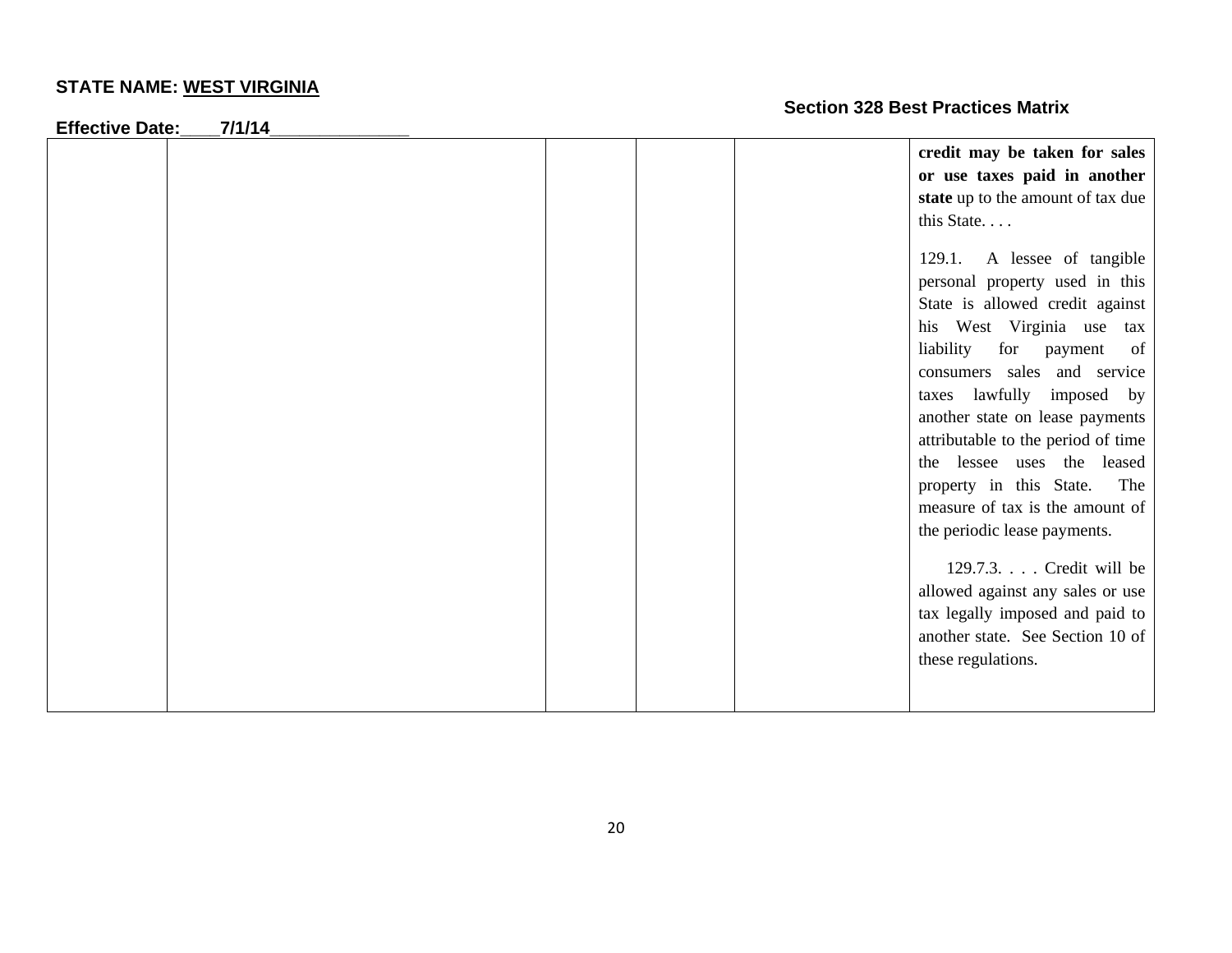**STATE NAME: WEST VIRGINIA**

**Effective Date:____7/1/14______________**

**Section 328 Best Practices Matrix**

| | | | | | |
|---|---|---|---|---|---|
| | | | | | **credit may be taken for sales or use taxes paid in another state** up to the amount of tax due this State. . . .<br><br>129.1. A lessee of tangible personal property used in this State is allowed credit against his West Virginia use tax liability for payment of consumers sales and service taxes lawfully imposed by another state on lease payments attributable to the period of time the lessee uses the leased property in this State. The measure of tax is the amount of the periodic lease payments.<br><br>129.7.3. . . . Credit will be allowed against any sales or use tax legally imposed and paid to another state. See Section 10 of these regulations. |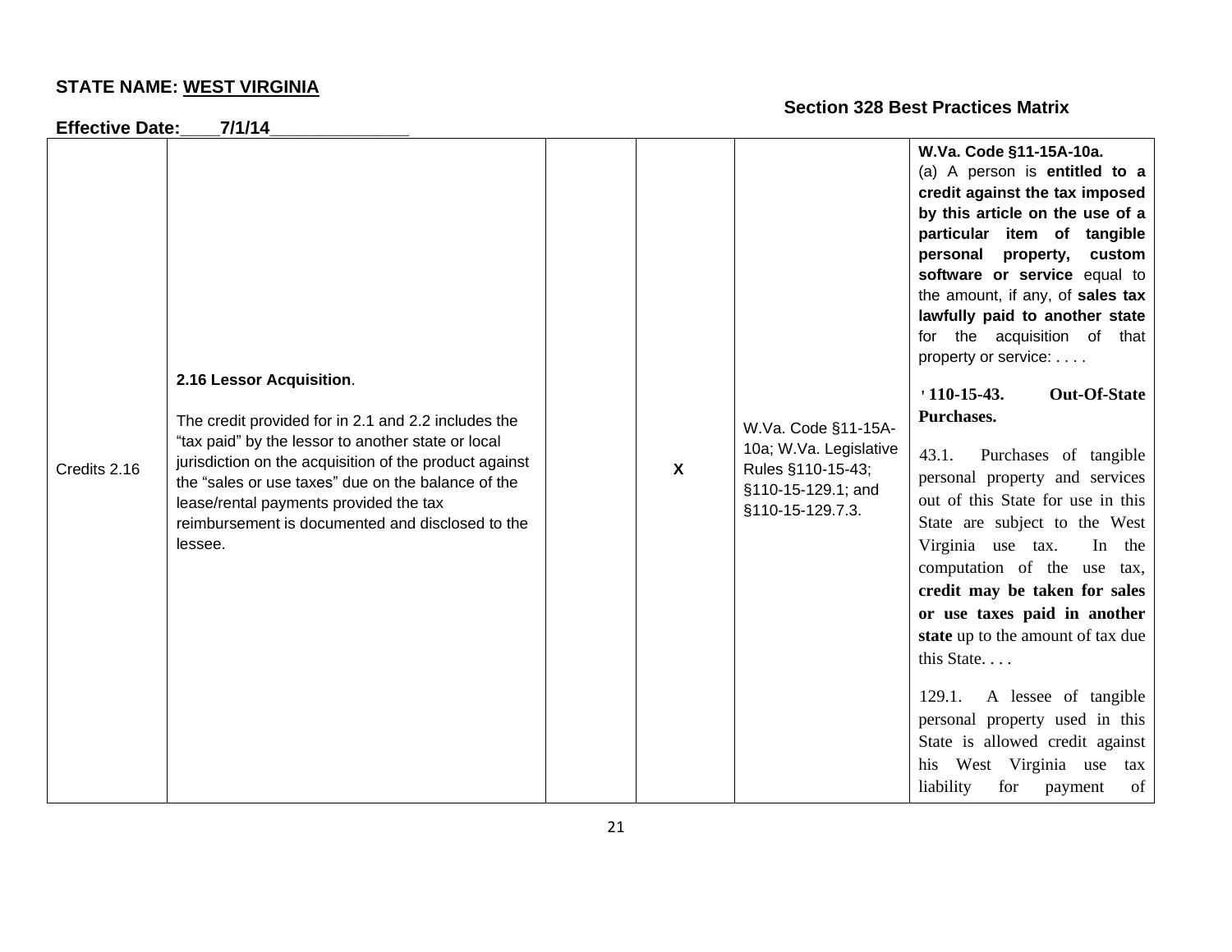**STATE NAME: WEST VIRGINIA**

**Section 328 Best Practices Matrix**

**Effective Date:\_\_\_\_7/1/14\_\_\_\_\_\_\_\_\_\_\_\_\_\_**

| | | | | | |
|---|---|---|---|---|---|
| Credits 2.16 | **2.16 Lessor Acquisition**.<br><br>The credit provided for in 2.1 and 2.2 includes the "tax paid" by the lessor to another state or local jurisdiction on the acquisition of the product against the "sales or use taxes" due on the balance of the lease/rental payments provided the tax reimbursement is documented and disclosed to the lessee. | | X | W.Va. Code §11-15A-10a; W.Va. Legislative Rules §110-15-43; §110-15-129.1; and §110-15-129.7.3. | **W.Va. Code §11-15A-10a.**<br>(a) A person is **entitled to a credit against the tax imposed by this article on the use of a particular item of tangible personal property, custom software or service** equal to the amount, if any, of **sales tax lawfully paid to another state** for the acquisition of that property or service: . . . .<br><br>**' 110-15-43. Out-Of-State Purchases.**<br><br>43.1. Purchases of tangible personal property and services out of this State for use in this State are subject to the West Virginia use tax. In the computation of the use tax, **credit may be taken for sales or use taxes paid in another state** up to the amount of tax due this State. . . .<br><br>129.1. A lessee of tangible personal property used in this State is allowed credit against his West Virginia use tax liability for payment of |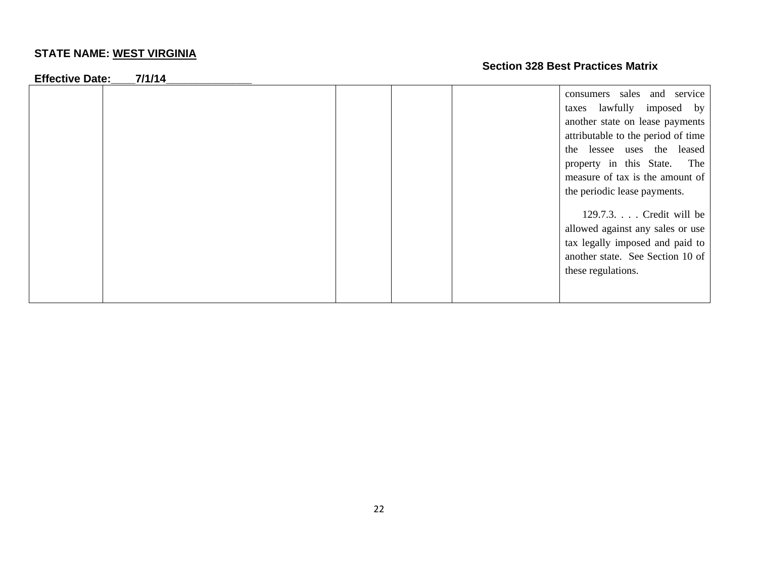**STATE NAME: WEST VIRGINIA**

**Section 328 Best Practices Matrix**

**Effective Date:____7/1/14______________**

| | | | | | |
|---|---|---|---|---|---|
| | | | | | consumers sales and service taxes lawfully imposed by another state on lease payments attributable to the period of time the lessee uses the leased property in this State. The measure of tax is the amount of the periodic lease payments.<br><br>129.7.3. . . . Credit will be allowed against any sales or use tax legally imposed and paid to another state. See Section 10 of these regulations. |